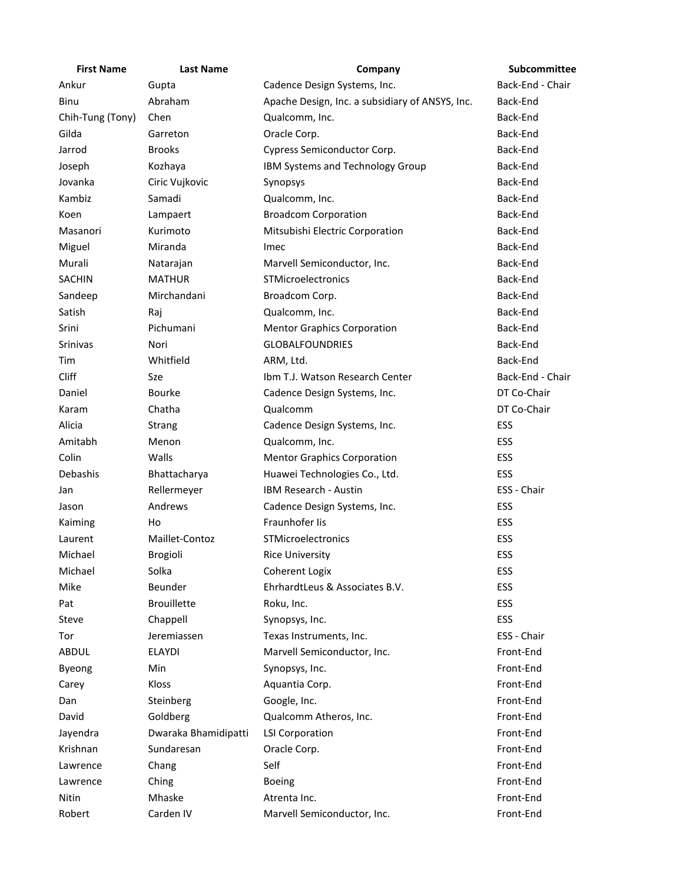| First Name | Last Name | Company | Subcommittee |
|---|---|---|---|
| Ankur | Gupta | Cadence Design Systems, Inc. | Back-End - Chair |
| Binu | Abraham | Apache Design, Inc. a subsidiary of ANSYS, Inc. | Back-End |
| Chih-Tung (Tony) | Chen | Qualcomm, Inc. | Back-End |
| Gilda | Garreton | Oracle Corp. | Back-End |
| Jarrod | Brooks | Cypress Semiconductor Corp. | Back-End |
| Joseph | Kozhaya | IBM Systems and Technology Group | Back-End |
| Jovanka | Ciric Vujkovic | Synopsys | Back-End |
| Kambiz | Samadi | Qualcomm, Inc. | Back-End |
| Koen | Lampaert | Broadcom Corporation | Back-End |
| Masanori | Kurimoto | Mitsubishi Electric Corporation | Back-End |
| Miguel | Miranda | Imec | Back-End |
| Murali | Natarajan | Marvell Semiconductor, Inc. | Back-End |
| SACHIN | MATHUR | STMicroelectronics | Back-End |
| Sandeep | Mirchandani | Broadcom Corp. | Back-End |
| Satish | Raj | Qualcomm, Inc. | Back-End |
| Srini | Pichumani | Mentor Graphics Corporation | Back-End |
| Srinivas | Nori | GLOBALFOUNDRIES | Back-End |
| Tim | Whitfield | ARM, Ltd. | Back-End |
| Cliff | Sze | Ibm T.J. Watson Research Center | Back-End - Chair |
| Daniel | Bourke | Cadence Design Systems, Inc. | DT Co-Chair |
| Karam | Chatha | Qualcomm | DT Co-Chair |
| Alicia | Strang | Cadence Design Systems, Inc. | ESS |
| Amitabh | Menon | Qualcomm, Inc. | ESS |
| Colin | Walls | Mentor Graphics Corporation | ESS |
| Debashis | Bhattacharya | Huawei Technologies Co., Ltd. | ESS |
| Jan | Rellermeyer | IBM Research - Austin | ESS - Chair |
| Jason | Andrews | Cadence Design Systems, Inc. | ESS |
| Kaiming | Ho | Fraunhofer Iis | ESS |
| Laurent | Maillet-Contoz | STMicroelectronics | ESS |
| Michael | Brogioli | Rice University | ESS |
| Michael | Solka | Coherent Logix | ESS |
| Mike | Beunder | EhrhardtLeus & Associates B.V. | ESS |
| Pat | Brouillette | Roku, Inc. | ESS |
| Steve | Chappell | Synopsys, Inc. | ESS |
| Tor | Jeremiassen | Texas Instruments, Inc. | ESS - Chair |
| ABDUL | ELAYDI | Marvell Semiconductor, Inc. | Front-End |
| Byeong | Min | Synopsys, Inc. | Front-End |
| Carey | Kloss | Aquantia Corp. | Front-End |
| Dan | Steinberg | Google, Inc. | Front-End |
| David | Goldberg | Qualcomm Atheros, Inc. | Front-End |
| Jayendra | Dwaraka Bhamidipatti | LSI Corporation | Front-End |
| Krishnan | Sundaresan | Oracle Corp. | Front-End |
| Lawrence | Chang | Self | Front-End |
| Lawrence | Ching | Boeing | Front-End |
| Nitin | Mhaske | Atrenta Inc. | Front-End |
| Robert | Carden IV | Marvell Semiconductor, Inc. | Front-End |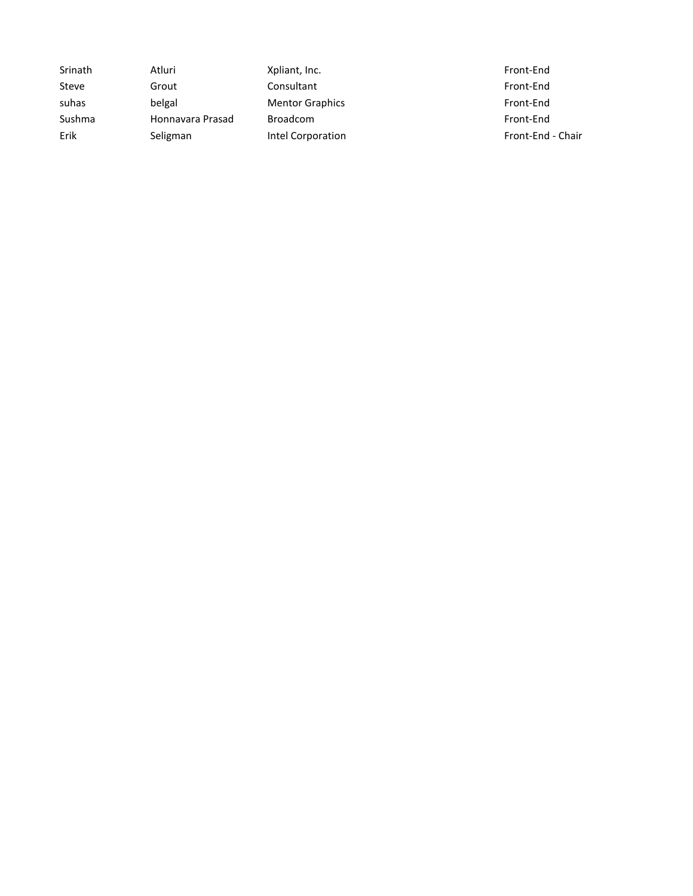| | | | |
|---|---|---|---|
| Srinath | Atluri | Xpliant, Inc. | Front-End |
| Steve | Grout | Consultant | Front-End |
| suhas | belgal | Mentor Graphics | Front-End |
| Sushma | Honnavara Prasad | Broadcom | Front-End |
| Erik | Seligman | Intel Corporation | Front-End - Chair |